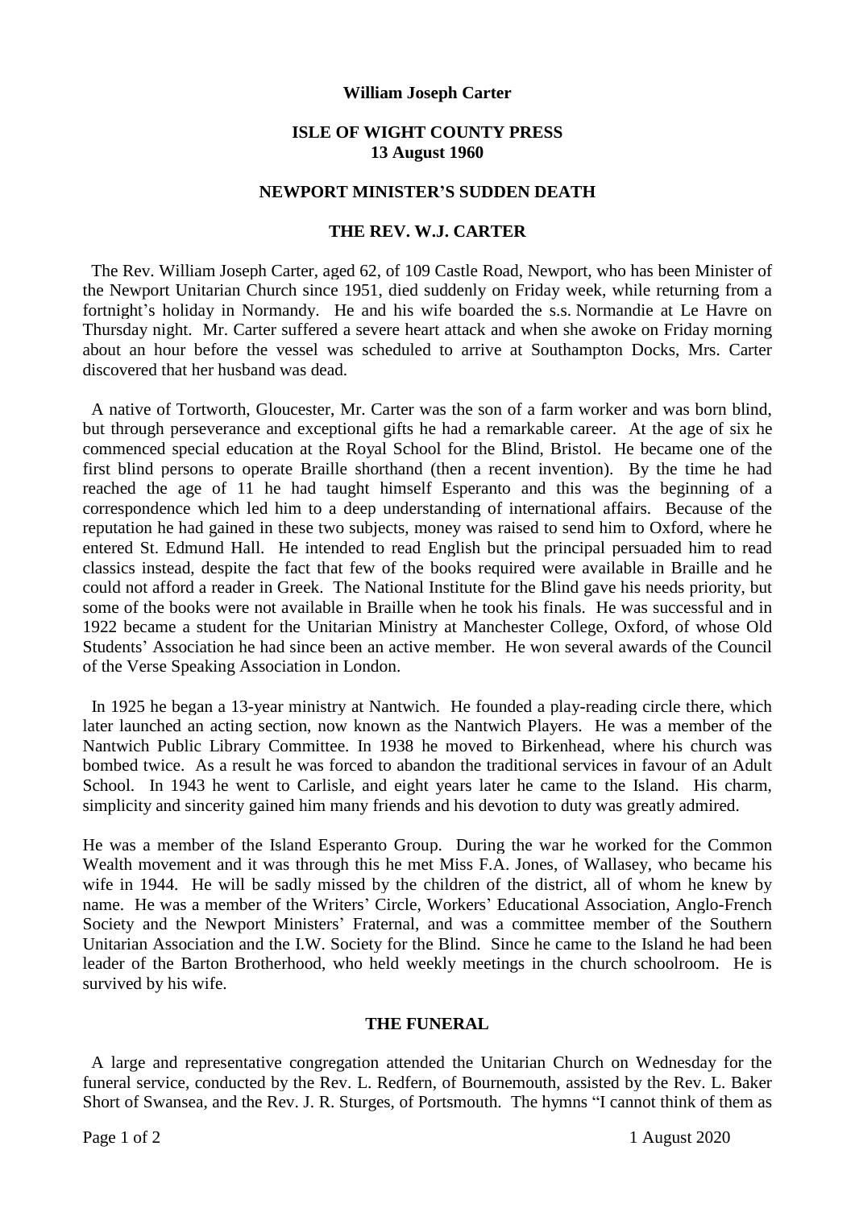**William Joseph Carter**

**ISLE OF WIGHT COUNTY PRESS**
**13 August 1960**

**NEWPORT MINISTER'S SUDDEN DEATH**

**THE REV. W.J. CARTER**

The Rev. William Joseph Carter, aged 62, of 109 Castle Road, Newport, who has been Minister of the Newport Unitarian Church since 1951, died suddenly on Friday week, while returning from a fortnight's holiday in Normandy. He and his wife boarded the s.s. Normandie at Le Havre on Thursday night. Mr. Carter suffered a severe heart attack and when she awoke on Friday morning about an hour before the vessel was scheduled to arrive at Southampton Docks, Mrs. Carter discovered that her husband was dead.

A native of Tortworth, Gloucester, Mr. Carter was the son of a farm worker and was born blind, but through perseverance and exceptional gifts he had a remarkable career. At the age of six he commenced special education at the Royal School for the Blind, Bristol. He became one of the first blind persons to operate Braille shorthand (then a recent invention). By the time he had reached the age of 11 he had taught himself Esperanto and this was the beginning of a correspondence which led him to a deep understanding of international affairs. Because of the reputation he had gained in these two subjects, money was raised to send him to Oxford, where he entered St. Edmund Hall. He intended to read English but the principal persuaded him to read classics instead, despite the fact that few of the books required were available in Braille and he could not afford a reader in Greek. The National Institute for the Blind gave his needs priority, but some of the books were not available in Braille when he took his finals. He was successful and in 1922 became a student for the Unitarian Ministry at Manchester College, Oxford, of whose Old Students' Association he had since been an active member. He won several awards of the Council of the Verse Speaking Association in London.

In 1925 he began a 13-year ministry at Nantwich. He founded a play-reading circle there, which later launched an acting section, now known as the Nantwich Players. He was a member of the Nantwich Public Library Committee. In 1938 he moved to Birkenhead, where his church was bombed twice. As a result he was forced to abandon the traditional services in favour of an Adult School. In 1943 he went to Carlisle, and eight years later he came to the Island. His charm, simplicity and sincerity gained him many friends and his devotion to duty was greatly admired.

He was a member of the Island Esperanto Group. During the war he worked for the Common Wealth movement and it was through this he met Miss F.A. Jones, of Wallasey, who became his wife in 1944. He will be sadly missed by the children of the district, all of whom he knew by name. He was a member of the Writers' Circle, Workers' Educational Association, Anglo-French Society and the Newport Ministers' Fraternal, and was a committee member of the Southern Unitarian Association and the I.W. Society for the Blind. Since he came to the Island he had been leader of the Barton Brotherhood, who held weekly meetings in the church schoolroom. He is survived by his wife.

**THE FUNERAL**

A large and representative congregation attended the Unitarian Church on Wednesday for the funeral service, conducted by the Rev. L. Redfern, of Bournemouth, assisted by the Rev. L. Baker Short of Swansea, and the Rev. J. R. Sturges, of Portsmouth. The hymns "I cannot think of them as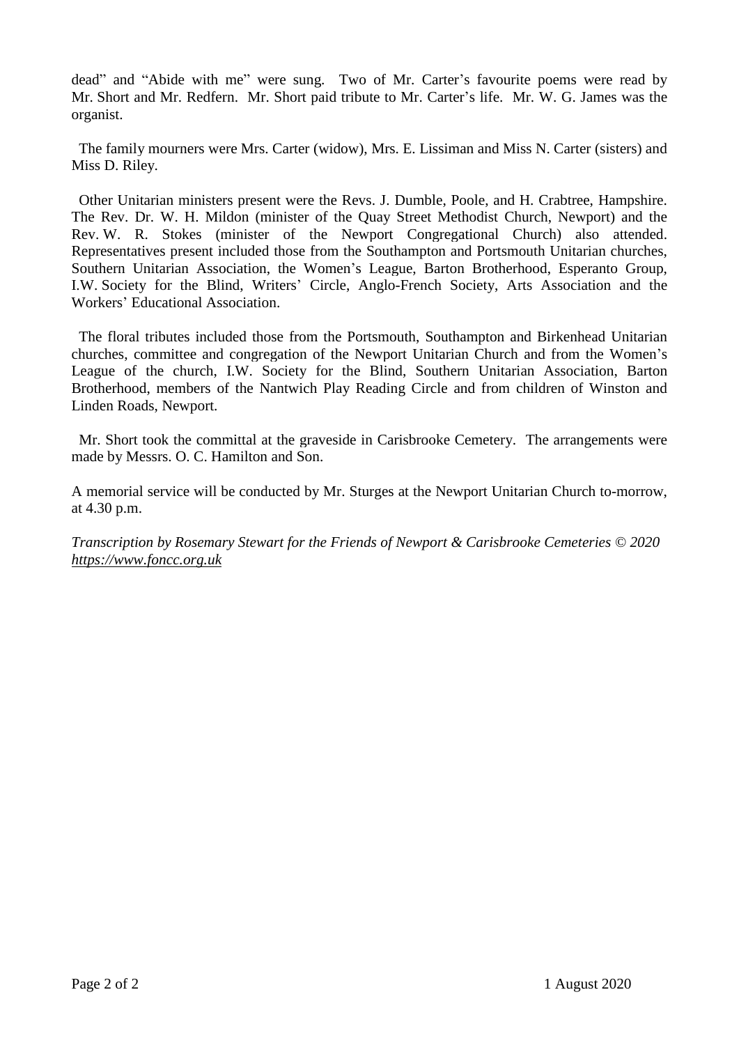dead" and "Abide with me" were sung. Two of Mr. Carter's favourite poems were read by Mr. Short and Mr. Redfern. Mr. Short paid tribute to Mr. Carter's life. Mr. W. G. James was the organist.

The family mourners were Mrs. Carter (widow), Mrs. E. Lissiman and Miss N. Carter (sisters) and Miss D. Riley.

Other Unitarian ministers present were the Revs. J. Dumble, Poole, and H. Crabtree, Hampshire. The Rev. Dr. W. H. Mildon (minister of the Quay Street Methodist Church, Newport) and the Rev. W. R. Stokes (minister of the Newport Congregational Church) also attended. Representatives present included those from the Southampton and Portsmouth Unitarian churches, Southern Unitarian Association, the Women's League, Barton Brotherhood, Esperanto Group, I.W. Society for the Blind, Writers' Circle, Anglo-French Society, Arts Association and the Workers' Educational Association.

The floral tributes included those from the Portsmouth, Southampton and Birkenhead Unitarian churches, committee and congregation of the Newport Unitarian Church and from the Women's League of the church, I.W. Society for the Blind, Southern Unitarian Association, Barton Brotherhood, members of the Nantwich Play Reading Circle and from children of Winston and Linden Roads, Newport.

Mr. Short took the committal at the graveside in Carisbrooke Cemetery. The arrangements were made by Messrs. O. C. Hamilton and Son.

A memorial service will be conducted by Mr. Sturges at the Newport Unitarian Church to-morrow, at 4.30 p.m.

*Transcription by Rosemary Stewart for the Friends of Newport & Carisbrooke Cemeteries © 2020*
*https://www.foncc.org.uk*

1 August 2020